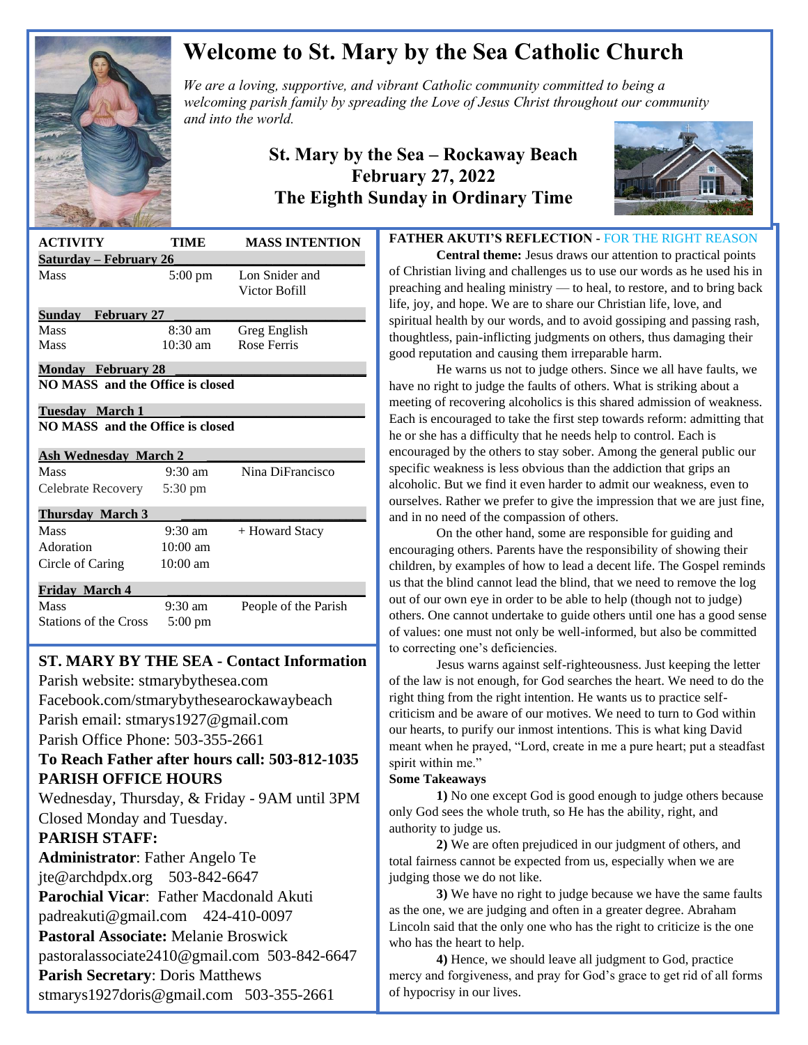# Welcome to St. Mary by the Sea Catholic Church

*We are a loving, supportive, and vibrant Catholic community committed to being a welcoming parish family by spreading the Love of Jesus Christ throughout our community and into the world.*

## St. Mary by the Sea – Rockaway Beach
## February 27, 2022
## The Eighth Sunday in Ordinary Time

| ACTIVITY | TIME | MASS INTENTION |
|---|---|---|
| **Saturday – February 26** | | |
| Mass | 5:00 pm | Lon Snider and Victor Bofill |
| **Sunday February 27** | | |
| Mass | 8:30 am | Greg English |
| Mass | 10:30 am | Rose Ferris |
| **Monday February 28** | | |
| **NO MASS and the Office is closed** | | |
| **Tuesday March 1** | | |
| **NO MASS and the Office is closed** | | |
| **Ash Wednesday March 2** | | |
| Mass | 9:30 am | Nina DiFrancisco |
| Celebrate Recovery | 5:30 pm | |
| **Thursday March 3** | | |
| Mass | 9:30 am | + Howard Stacy |
| Adoration | 10:00 am | |
| Circle of Caring | 10:00 am | |
| **Friday March 4** | | |
| Mass | 9:30 am | People of the Parish |
| Stations of the Cross | 5:00 pm | |

## ST. MARY BY THE SEA - Contact Information

Parish website: stmarybythesea.com
Facebook.com/stmarybythesearockawaybeach
Parish email: stmarys1927@gmail.com
Parish Office Phone: 503-355-2661

**To Reach Father after hours call: 503-812-1035**

**PARISH OFFICE HOURS**

Wednesday, Thursday, & Friday - 9AM until 3PM
Closed Monday and Tuesday.

**PARISH STAFF:**

**Administrator**: Father Angelo Te
jte@archdpdx.org 503-842-6647

**Parochial Vicar**: Father Macdonald Akuti
padreakuti@gmail.com 424-410-0097

**Pastoral Associate:** Melanie Broswick
pastoralassociate2410@gmail.com 503-842-6647

**Parish Secretary**: Doris Matthews
stmarys1927doris@gmail.com 503-355-2661

## FATHER AKUTI'S REFLECTION - FOR THE RIGHT REASON

**Central theme:** Jesus draws our attention to practical points of Christian living and challenges us to use our words as he used his in preaching and healing ministry — to heal, to restore, and to bring back life, joy, and hope. We are to share our Christian life, love, and spiritual health by our words, and to avoid gossiping and passing rash, thoughtless, pain-inflicting judgments on others, thus damaging their good reputation and causing them irreparable harm.

He warns us not to judge others. Since we all have faults, we have no right to judge the faults of others. What is striking about a meeting of recovering alcoholics is this shared admission of weakness. Each is encouraged to take the first step towards reform: admitting that he or she has a difficulty that he needs help to control. Each is encouraged by the others to stay sober. Among the general public our specific weakness is less obvious than the addiction that grips an alcoholic. But we find it even harder to admit our weakness, even to ourselves. Rather we prefer to give the impression that we are just fine, and in no need of the compassion of others.

On the other hand, some are responsible for guiding and encouraging others. Parents have the responsibility of showing their children, by examples of how to lead a decent life. The Gospel reminds us that the blind cannot lead the blind, that we need to remove the log out of our own eye in order to be able to help (though not to judge) others. One cannot undertake to guide others until one has a good sense of values: one must not only be well-informed, but also be committed to correcting one's deficiencies.

Jesus warns against self-righteousness. Just keeping the letter of the law is not enough, for God searches the heart. We need to do the right thing from the right intention. He wants us to practice self-criticism and be aware of our motives. We need to turn to God within our hearts, to purify our inmost intentions. This is what king David meant when he prayed, "Lord, create in me a pure heart; put a steadfast spirit within me."

**Some Takeaways**

**1)** No one except God is good enough to judge others because only God sees the whole truth, so He has the ability, right, and authority to judge us.

**2)** We are often prejudiced in our judgment of others, and total fairness cannot be expected from us, especially when we are judging those we do not like.

**3)** We have no right to judge because we have the same faults as the one, we are judging and often in a greater degree. Abraham Lincoln said that the only one who has the right to criticize is the one who has the heart to help.

**4)** Hence, we should leave all judgment to God, practice mercy and forgiveness, and pray for God's grace to get rid of all forms of hypocrisy in our lives.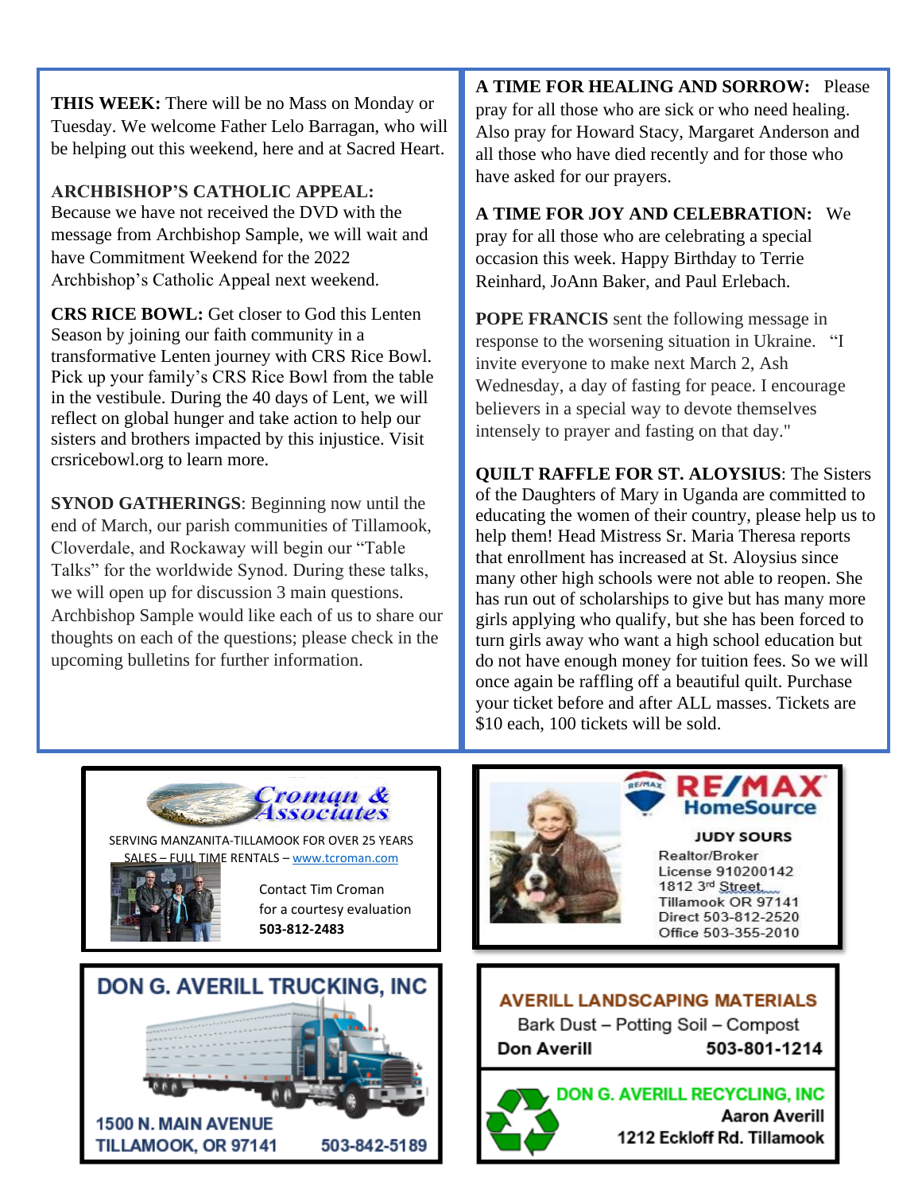**THIS WEEK:** There will be no Mass on Monday or Tuesday. We welcome Father Lelo Barragan, who will be helping out this weekend, here and at Sacred Heart.

**ARCHBISHOP'S CATHOLIC APPEAL:** Because we have not received the DVD with the message from Archbishop Sample, we will wait and have Commitment Weekend for the 2022 Archbishop's Catholic Appeal next weekend.

**CRS RICE BOWL:** Get closer to God this Lenten Season by joining our faith community in a transformative Lenten journey with CRS Rice Bowl. Pick up your family's CRS Rice Bowl from the table in the vestibule. During the 40 days of Lent, we will reflect on global hunger and take action to help our sisters and brothers impacted by this injustice. Visit crsricebowl.org to learn more.

**SYNOD GATHERINGS**: Beginning now until the end of March, our parish communities of Tillamook, Cloverdale, and Rockaway will begin our "Table Talks" for the worldwide Synod. During these talks, we will open up for discussion 3 main questions. Archbishop Sample would like each of us to share our thoughts on each of the questions; please check in the upcoming bulletins for further information.

**A TIME FOR HEALING AND SORROW:** Please pray for all those who are sick or who need healing. Also pray for Howard Stacy, Margaret Anderson and all those who have died recently and for those who have asked for our prayers.

**A TIME FOR JOY AND CELEBRATION:** We pray for all those who are celebrating a special occasion this week. Happy Birthday to Terrie Reinhard, JoAnn Baker, and Paul Erlebach.

**POPE FRANCIS** sent the following message in response to the worsening situation in Ukraine. "I invite everyone to make next March 2, Ash Wednesday, a day of fasting for peace. I encourage believers in a special way to devote themselves intensely to prayer and fasting on that day."

**QUILT RAFFLE FOR ST. ALOYSIUS**: The Sisters of the Daughters of Mary in Uganda are committed to educating the women of their country, please help us to help them! Head Mistress Sr. Maria Theresa reports that enrollment has increased at St. Aloysius since many other high schools were not able to reopen. She has run out of scholarships to give but has many more girls applying who qualify, but she has been forced to turn girls away who want a high school education but do not have enough money for tuition fees. So we will once again be raffling off a beautiful quilt. Purchase your ticket before and after ALL masses. Tickets are $10 each, 100 tickets will be sold.

---

**Croman & Associates**
SERVING MANZANITA-TILLAMOOK FOR OVER 25 YEARS
SALES – FULL TIME RENTALS – www.tcroman.com
Contact Tim Croman for a courtesy evaluation
**503-812-2483**

**RE/MAX HomeSource**
**JUDY SOURS**
Realtor/Broker
License 910200142
1812 3rd Street
Tillamook OR 97141
Direct 503-812-2520
Office 503-355-2010

**DON G. AVERILL TRUCKING, INC**
1500 N. MAIN AVENUE
TILLAMOOK, OR 97141
503-842-5189

**AVERILL LANDSCAPING MATERIALS**
Bark Dust – Potting Soil – Compost
**Don Averill** **503-801-1214**

**DON G. AVERILL RECYCLING, INC**
Aaron Averill
1212 Eckloff Rd. Tillamook